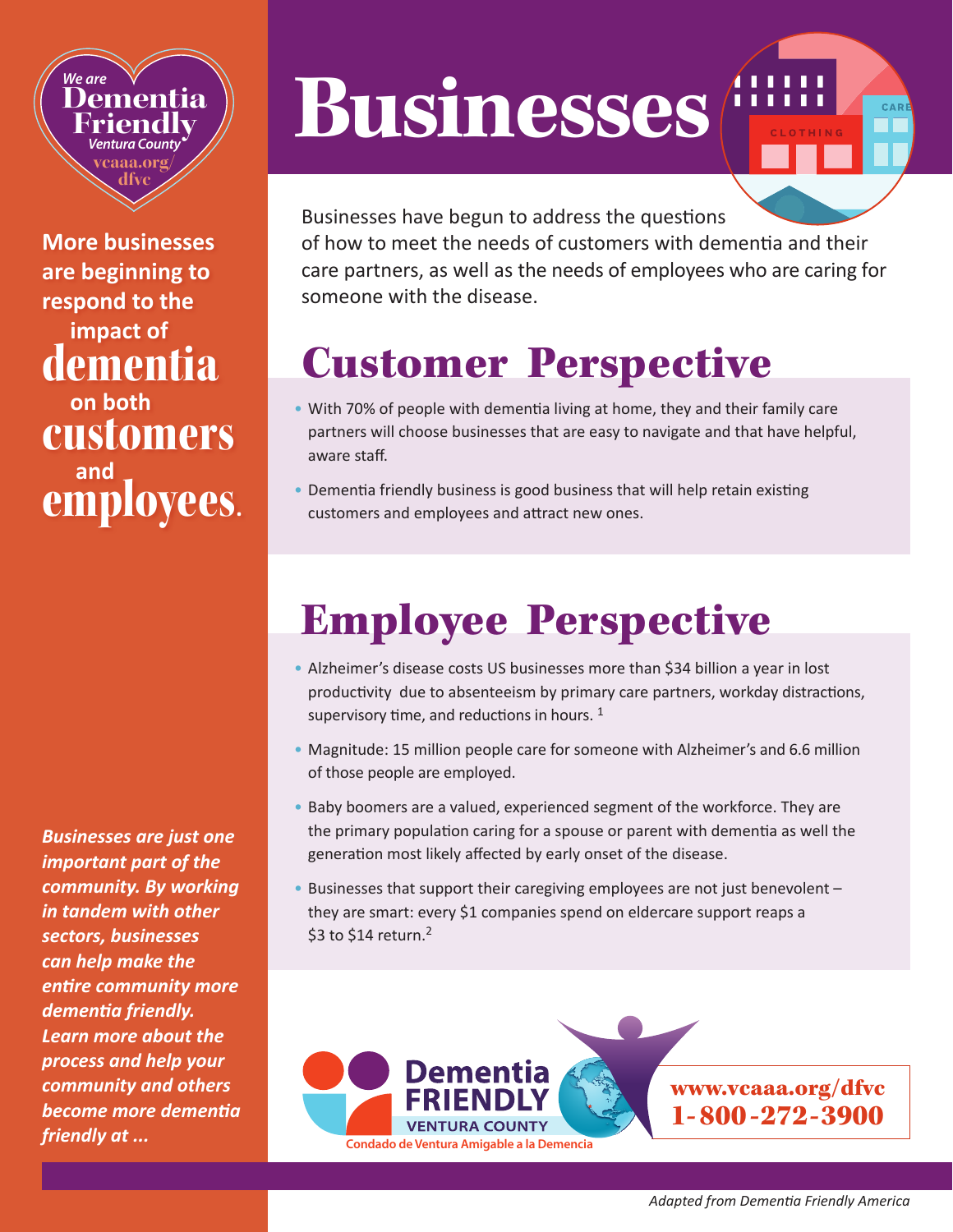We are **Dementia Friendly** *Ventura County* vcaaa.org/dfvc

**More businesses are beginning to respond to the impact of dementia on both customers and employees.**

# Businesses

Businesses have begun to address the questions of how to meet the needs of customers with dementia and their care partners, as well as the needs of employees who are caring for someone with the disease.

## Customer Perspective

- With 70% of people with dementia living at home, they and their family care partners will choose businesses that are easy to navigate and that have helpful, aware staff.
- Dementia friendly business is good business that will help retain existing customers and employees and attract new ones.

## Employee Perspective

- Alzheimer's disease costs US businesses more than $34 billion a year in lost productivity due to absenteeism by primary care partners, workday distractions, supervisory time, and reductions in hours. [1]
- Magnitude: 15 million people care for someone with Alzheimer's and 6.6 million of those people are employed.
- Baby boomers are a valued, experienced segment of the workforce. They are the primary population caring for a spouse or parent with dementia as well the generation most likely affected by early onset of the disease.
- Businesses that support their caregiving employees are not just benevolent – they are smart: every $1 companies spend on eldercare support reaps a $3 to $14 return.[2]

***Businesses are just one important part of the community. By working in tandem with other sectors, businesses can help make the entire community more dementia friendly. Learn more about the process and help your community and others become more dementia friendly at ...***

Dementia FRIENDLY VENTURA COUNTY
Condado de Ventura Amigable a la Demencia

**www.vcaaa.org/dfvc**
**1-800-272-3900**

*Adapted from Dementia Friendly America*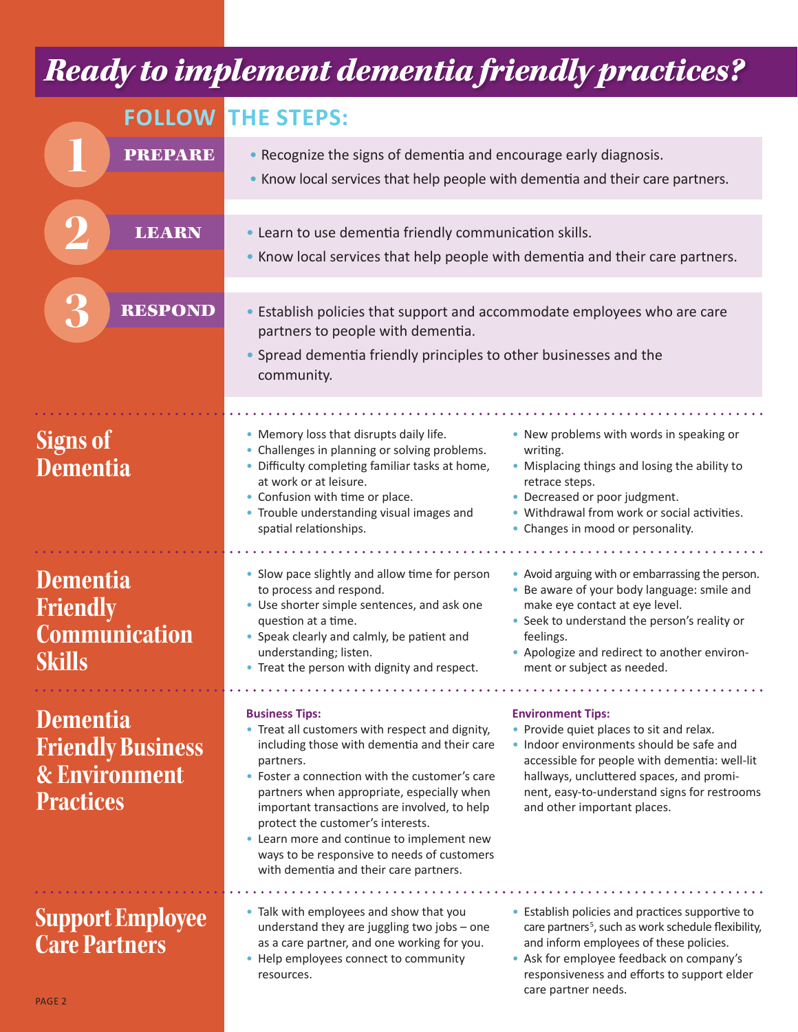# *Ready to implement dementia friendly practices?*

## FOLLOW THE STEPS:

### 1 PREPARE

- Recognize the signs of dementia and encourage early diagnosis.
- Know local services that help people with dementia and their care partners.

### 2 LEARN

- Learn to use dementia friendly communication skills.
- Know local services that help people with dementia and their care partners.

### 3 RESPOND

- Establish policies that support and accommodate employees who are care partners to people with dementia.
- Spread dementia friendly principles to other businesses and the community.

## Signs of Dementia

- Memory loss that disrupts daily life.
- Challenges in planning or solving problems.
- Difficulty completing familiar tasks at home, at work or at leisure.
- Confusion with time or place.
- Trouble understanding visual images and spatial relationships.
- New problems with words in speaking or writing.
- Misplacing things and losing the ability to retrace steps.
- Decreased or poor judgment.
- Withdrawal from work or social activities.
- Changes in mood or personality.

## Dementia Friendly Communication Skills

- Slow pace slightly and allow time for person to process and respond.
- Use shorter simple sentences, and ask one question at a time.
- Speak clearly and calmly, be patient and understanding; listen.
- Treat the person with dignity and respect.
- Avoid arguing with or embarrassing the person.
- Be aware of your body language: smile and make eye contact at eye level.
- Seek to understand the person's reality or feelings.
- Apologize and redirect to another environment or subject as needed.

## Dementia Friendly Business & Environment Practices

**Business Tips:**

- Treat all customers with respect and dignity, including those with dementia and their care partners.
- Foster a connection with the customer's care partners when appropriate, especially when important transactions are involved, to help protect the customer's interests.
- Learn more and continue to implement new ways to be responsive to needs of customers with dementia and their care partners.

**Environment Tips:**

- Provide quiet places to sit and relax.
- Indoor environments should be safe and accessible for people with dementia: well-lit hallways, uncluttered spaces, and prominent, easy-to-understand signs for restrooms and other important places.

## Support Employee Care Partners

- Talk with employees and show that you understand they are juggling two jobs – one as a care partner, and one working for you.
- Help employees connect to community resources.
- Establish policies and practices supportive to care partners[5], such as work schedule flexibility, and inform employees of these policies.
- Ask for employee feedback on company's responsiveness and efforts to support elder care partner needs.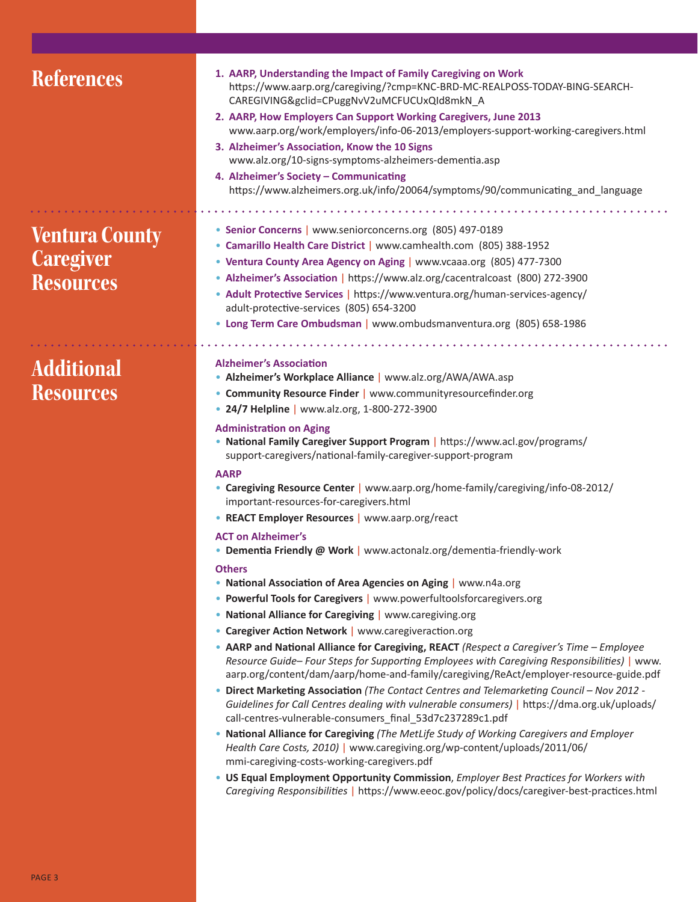# References

1. **AARP, Understanding the Impact of Family Caregiving on Work**
   https://www.aarp.org/caregiving/?cmp=KNC-BRD-MC-REALPOSS-TODAY-BING-SEARCH-CAREGIVING&gclid=CPuggNvV2uMCFUCUxQId8mkN_A
2. **AARP, How Employers Can Support Working Caregivers, June 2013**
   www.aarp.org/work/employers/info-06-2013/employers-support-working-caregivers.html
3. **Alzheimer's Association, Know the 10 Signs**
   www.alz.org/10-signs-symptoms-alzheimers-dementia.asp
4. **Alzheimer's Society – Communicating**
   https://www.alzheimers.org.uk/info/20064/symptoms/90/communicating_and_language

# Ventura County Caregiver Resources

- **Senior Concerns** | www.seniorconcerns.org (805) 497-0189
- **Camarillo Health Care District** | www.camhealth.com (805) 388-1952
- **Ventura County Area Agency on Aging** | www.vcaaa.org (805) 477-7300
- **Alzheimer's Association** | https://www.alz.org/cacentralcoast (800) 272-3900
- **Adult Protective Services** | https://www.ventura.org/human-services-agency/adult-protective-services (805) 654-3200
- **Long Term Care Ombudsman** | www.ombudsmanventura.org (805) 658-1986

# Additional Resources

### Alzheimer's Association

- **Alzheimer's Workplace Alliance** | www.alz.org/AWA/AWA.asp
- **Community Resource Finder** | www.communityresourcefinder.org
- **24/7 Helpline** | www.alz.org, 1-800-272-3900

### Administration on Aging

- **National Family Caregiver Support Program** | https://www.acl.gov/programs/support-caregivers/national-family-caregiver-support-program

### AARP

- **Caregiving Resource Center** | www.aarp.org/home-family/caregiving/info-08-2012/important-resources-for-caregivers.html
- **REACT Employer Resources** | www.aarp.org/react

### ACT on Alzheimer's

- **Dementia Friendly @ Work** | www.actonalz.org/dementia-friendly-work

### Others

- **National Association of Area Agencies on Aging** | www.n4a.org
- **Powerful Tools for Caregivers** | www.powerfultoolsforcaregivers.org
- **National Alliance for Caregiving** | www.caregiving.org
- **Caregiver Action Network** | www.caregiveraction.org
- **AARP and National Alliance for Caregiving, REACT** *(Respect a Caregiver's Time – Employee Resource Guide– Four Steps for Supporting Employees with Caregiving Responsibilities)* | www.aarp.org/content/dam/aarp/home-and-family/caregiving/ReAct/employer-resource-guide.pdf
- **Direct Marketing Association** *(The Contact Centres and Telemarketing Council – Nov 2012 - Guidelines for Call Centres dealing with vulnerable consumers)* | https://dma.org.uk/uploads/call-centres-vulnerable-consumers_final_53d7c237289c1.pdf
- **National Alliance for Caregiving** *(The MetLife Study of Working Caregivers and Employer Health Care Costs, 2010)* | www.caregiving.org/wp-content/uploads/2011/06/mmi-caregiving-costs-working-caregivers.pdf
- **US Equal Employment Opportunity Commission**, *Employer Best Practices for Workers with Caregiving Responsibilities* | https://www.eeoc.gov/policy/docs/caregiver-best-practices.html